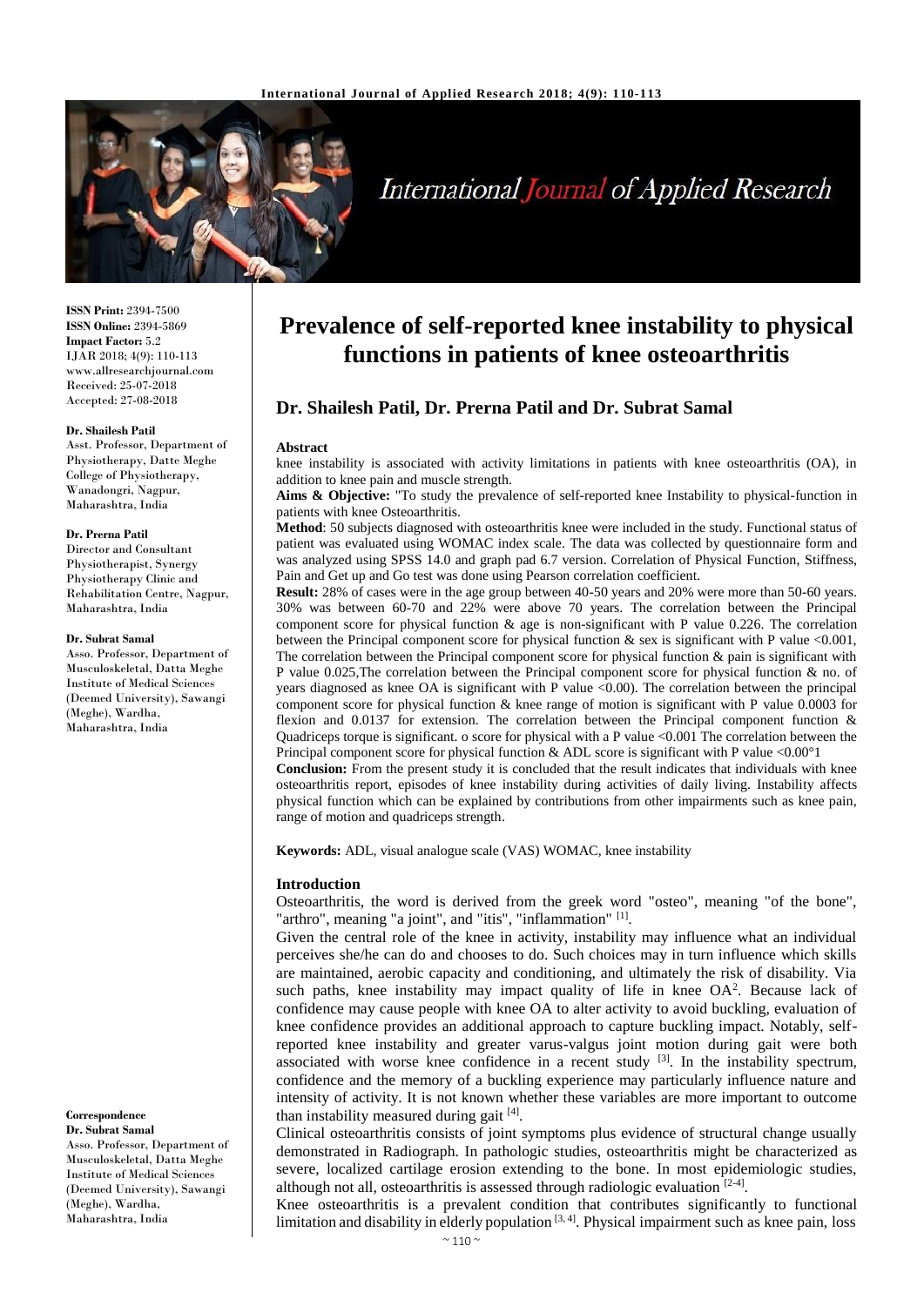# Prevalence of self-reported knee instability to physical functions in patients of knee osteoarthritis

## Dr. Shailesh Patil, Dr. Prerna Patil and Dr. Subrat Samal

**ISSN Print:** 2394-7500
**ISSN Online:** 2394-5869
**Impact Factor:** 5.2
IJAR 2018; 4(9): 110-113
www.allresearchjournal.com
Received: 25-07-2018
Accepted: 27-08-2018

**Dr. Shailesh Patil**
Asst. Professor, Department of Physiotherapy, Datte Meghe College of Physiotherapy, Wanadongri, Nagpur, Maharashtra, India

**Dr. Prerna Patil**
Director and Consultant Physiotherapist, Synergy Physiotherapy Clinic and Rehabilitation Centre, Nagpur, Maharashtra, India

**Dr. Subrat Samal**
Asso. Professor, Department of Musculoskeletal, Datta Meghe Institute of Medical Sciences (Deemed University), Sawangi (Meghe), Wardha, Maharashtra, India

**Correspondence**
**Dr. Subrat Samal**
Asso. Professor, Department of Musculoskeletal, Datta Meghe Institute of Medical Sciences (Deemed University), Sawangi (Meghe), Wardha, Maharashtra, India

**Abstract**

knee instability is associated with activity limitations in patients with knee osteoarthritis (OA), in addition to knee pain and muscle strength.

**Aims & Objective:** "To study the prevalence of self-reported knee Instability to physical-function in patients with knee Osteoarthritis.

**Method**: 50 subjects diagnosed with osteoarthritis knee were included in the study. Functional status of patient was evaluated using WOMAC index scale. The data was collected by questionnaire form and was analyzed using SPSS 14.0 and graph pad 6.7 version. Correlation of Physical Function, Stiffness, Pain and Get up and Go test was done using Pearson correlation coefficient.

**Result:** 28% of cases were in the age group between 40-50 years and 20% were more than 50-60 years. 30% was between 60-70 and 22% were above 70 years. The correlation between the Principal component score for physical function & age is non-significant with P value 0.226. The correlation between the Principal component score for physical function & sex is significant with P value <0.001, The correlation between the Principal component score for physical function & pain is significant with P value 0.025,The correlation between the Principal component score for physical function & no. of years diagnosed as knee OA is significant with P value <0.00). The correlation between the principal component score for physical function & knee range of motion is significant with P value 0.0003 for flexion and 0.0137 for extension. The correlation between the Principal component function & Quadriceps torque is significant. o score for physical with a P value <0.001 The correlation between the Principal component score for physical function & ADL score is significant with P value <0.00°1

**Conclusion:** From the present study it is concluded that the result indicates that individuals with knee osteoarthritis report, episodes of knee instability during activities of daily living. Instability affects physical function which can be explained by contributions from other impairments such as knee pain, range of motion and quadriceps strength.

**Keywords:** ADL, visual analogue scale (VAS) WOMAC, knee instability

### Introduction

Osteoarthritis, the word is derived from the greek word "osteo", meaning "of the bone", "arthro", meaning "a joint", and "itis", "inflammation" [1].

Given the central role of the knee in activity, instability may influence what an individual perceives she/he can do and chooses to do. Such choices may in turn influence which skills are maintained, aerobic capacity and conditioning, and ultimately the risk of disability. Via such paths, knee instability may impact quality of life in knee OA[2]. Because lack of confidence may cause people with knee OA to alter activity to avoid buckling, evaluation of knee confidence provides an additional approach to capture buckling impact. Notably, self-reported knee instability and greater varus-valgus joint motion during gait were both associated with worse knee confidence in a recent study [3]. In the instability spectrum, confidence and the memory of a buckling experience may particularly influence nature and intensity of activity. It is not known whether these variables are more important to outcome than instability measured during gait [4].

Clinical osteoarthritis consists of joint symptoms plus evidence of structural change usually demonstrated in Radiograph. In pathologic studies, osteoarthritis might be characterized as severe, localized cartilage erosion extending to the bone. In most epidemiologic studies, although not all, osteoarthritis is assessed through radiologic evaluation [2-4].

Knee osteoarthritis is a prevalent condition that contributes significantly to functional limitation and disability in elderly population [3, 4]. Physical impairment such as knee pain, loss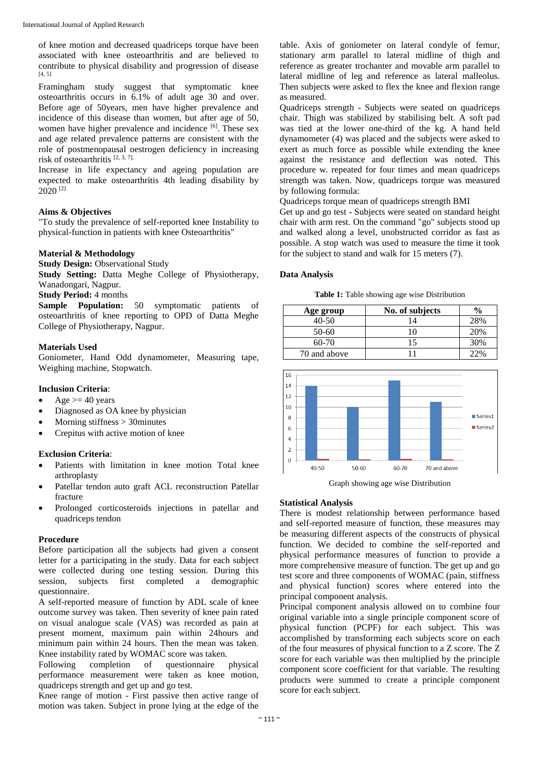of knee motion and decreased quadriceps torque have been associated with knee osteoarthritis and are believed to contribute to physical disability and progression of disease [4, 5]

Framingham study suggest that symptomatic knee osteoarthritis occurs in 6.1% of adult age 30 and over. Before age of 50years, men have higher prevalence and incidence of this disease than women, but after age of 50, women have higher prevalence and incidence [6]. These sex and age related prevalence patterns are consistent with the role of postmenopausal oestrogen deficiency in increasing risk of osteoarthritis [2, 3, 7].

Increase in life expectancy and ageing population are expected to make osteoarthritis 4th leading disability by 2020 [2]

### Aims & Objectives

"To study the prevalence of self-reported knee Instability to physical-function in patients with knee Osteoarthritis"

### Material & Methodology

**Study Design:** Observational Study

**Study Setting:** Datta Meghe College of Physiotherapy, Wanadongari, Nagpur.

**Study Period:** 4 months

**Sample Population:** 50 symptomatic patients of osteoarthritis of knee reporting to OPD of Datta Meghe College of Physiotherapy, Nagpur.

### Materials Used

Goniometer, Hand Odd dynamometer, Measuring tape, Weighing machine, Stopwatch.

### Inclusion Criteria:

- Age >= 40 years
- Diagnosed as OA knee by physician
- Morning stiffness > 30minutes
- Crepitus with active motion of knee

### Exclusion Criteria:

- Patients with limitation in knee motion Total knee arthroplasty
- Patellar tendon auto graft ACL reconstruction Patellar fracture
- Prolonged corticosteroids injections in patellar and quadriceps tendon

### Procedure

Before participation all the subjects had given a consent letter for a participating in the study. Data for each subject were collected during one testing session. During this session, subjects first completed a demographic questionnaire.

A self-reported measure of function by ADL scale of knee outcome survey was taken. Then severity of knee pain rated on visual analogue scale (VAS) was recorded as pain at present moment, maximum pain within 24hours and minimum pain within 24 hours. Then the mean was taken. Knee instability rated by WOMAC score was taken.

Following completion of questionnaire physical performance measurement were taken as knee motion, quadriceps strength and get up and go test.

Knee range of motion - First passive then active range of motion was taken. Subject in prone lying at the edge of the table. Axis of goniometer on lateral condyle of femur, stationary arm parallel to lateral midline of thigh and reference as greater trochanter and movable arm parallel to lateral midline of leg and reference as lateral malleolus. Then subjects were asked to flex the knee and flexion range as measured.

Quadriceps strength - Subjects were seated on quadriceps chair. Thigh was stabilized by stabilising belt. A soft pad was tied at the lower one-third of the kg. A hand held dynamometer (4) was placed and the subjects were asked to exert as much force as possible while extending the knee against the resistance and deflection was noted. This procedure w. repeated for four times and mean quadriceps strength was taken. Now, quadriceps torque was measured by following formula:

Quadriceps torque mean of quadriceps strength BMI

Get up and go test - Subjects were seated on standard height chair with arm rest. On the command "go" subjects stood up and walked along a level, unobstructed corridor as fast as possible. A stop watch was used to measure the time it took for the subject to stand and walk for 15 meters (7).

### Data Analysis

**Table 1:** Table showing age wise Distribution

| Age group | No. of subjects | % |
|---|---|---|
| 40-50 | 14 | 28% |
| 50-60 | 10 | 20% |
| 60-70 | 15 | 30% |
| 70 and above | 11 | 22% |

Graph showing age wise Distribution

### Statistical Analysis

There is modest relationship between performance based and self-reported measure of function, these measures may be measuring different aspects of the constructs of physical function. We decided to combine the self-reported and physical performance measures of function to provide a more comprehensive measure of function. The get up and go test score and three components of WOMAC (pain, stiffness and physical function) scores where entered into the principal component analysis.

Principal component analysis allowed on to combine four original variable into a single principle component score of physical function (PCPF) for each subject. This was accomplished by transforming each subjects score on each of the four measures of physical function to a Z score. The Z score for each variable was then multiplied by the principle component score coefficient for that variable. The resulting products were summed to create a principle component score for each subject.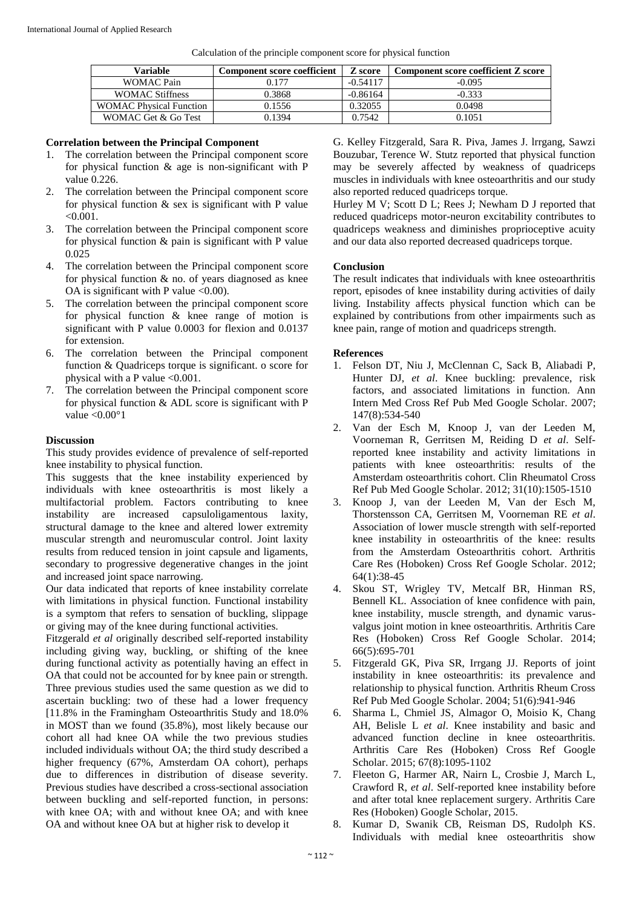Calculation of the principle component score for physical function

| Variable | Component score coefficient | Z score | Component score coefficient Z score |
|---|---|---|---|
| WOMAC Pain | 0.177 | -0.54117 | -0.095 |
| WOMAC Stiffness | 0.3868 | -0.86164 | -0.333 |
| WOMAC Physical Function | 0.1556 | 0.32055 | 0.0498 |
| WOMAC Get & Go Test | 0.1394 | 0.7542 | 0.1051 |

**Correlation between the Principal Component**

1. The correlation between the Principal component score for physical function & age is non-significant with P value 0.226.
2. The correlation between the Principal component score for physical function & sex is significant with P value <0.001.
3. The correlation between the Principal component score for physical function & pain is significant with P value 0.025
4. The correlation between the Principal component score for physical function & no. of years diagnosed as knee OA is significant with P value <0.00).
5. The correlation between the principal component score for physical function & knee range of motion is significant with P value 0.0003 for flexion and 0.0137 for extension.
6. The correlation between the Principal component function & Quadriceps torque is significant. o score for physical with a P value <0.001.
7. The correlation between the Principal component score for physical function & ADL score is significant with P value <0.00°1

**Discussion**

This study provides evidence of prevalence of self-reported knee instability to physical function.

This suggests that the knee instability experienced by individuals with knee osteoarthritis is most likely a multifactorial problem. Factors contributing to knee instability are increased capsuloligamentous laxity, structural damage to the knee and altered lower extremity muscular strength and neuromuscular control. Joint laxity results from reduced tension in joint capsule and ligaments, secondary to progressive degenerative changes in the joint and increased joint space narrowing.

Our data indicated that reports of knee instability correlate with limitations in physical function. Functional instability is a symptom that refers to sensation of buckling, slippage or giving may of the knee during functional activities.

Fitzgerald *et al* originally described self-reported instability including giving way, buckling, or shifting of the knee during functional activity as potentially having an effect in OA that could not be accounted for by knee pain or strength. Three previous studies used the same question as we did to ascertain buckling: two of these had a lower frequency [11.8% in the Framingham Osteoarthritis Study and 18.0% in MOST than we found (35.8%), most likely because our cohort all had knee OA while the two previous studies included individuals without OA; the third study described a higher frequency (67%, Amsterdam OA cohort), perhaps due to differences in distribution of disease severity. Previous studies have described a cross-sectional association between buckling and self-reported function, in persons: with knee OA; with and without knee OA; and with knee OA and without knee OA but at higher risk to develop it

G. Kelley Fitzgerald, Sara R. Piva, James J. lrrgang, Sawzi Bouzubar, Terence W. Stutz reported that physical function may be severely affected by weakness of quadriceps muscles in individuals with knee osteoarthritis and our study also reported reduced quadriceps torque.

Hurley M V; Scott D L; Rees J; Newham D J reported that reduced quadriceps motor-neuron excitability contributes to quadriceps weakness and diminishes proprioceptive acuity and our data also reported decreased quadriceps torque.

**Conclusion**

The result indicates that individuals with knee osteoarthritis report, episodes of knee instability during activities of daily living. Instability affects physical function which can be explained by contributions from other impairments such as knee pain, range of motion and quadriceps strength.

**References**

1. Felson DT, Niu J, McClennan C, Sack B, Aliabadi P, Hunter DJ, *et al*. Knee buckling: prevalence, risk factors, and associated limitations in function. Ann Intern Med Cross Ref Pub Med Google Scholar. 2007; 147(8):534-540
2. Van der Esch M, Knoop J, van der Leeden M, Voorneman R, Gerritsen M, Reiding D *et al*. Self-reported knee instability and activity limitations in patients with knee osteoarthritis: results of the Amsterdam osteoarthritis cohort. Clin Rheumatol Cross Ref Pub Med Google Scholar. 2012; 31(10):1505-1510
3. Knoop J, van der Leeden M, Van der Esch M, Thorstensson CA, Gerritsen M, Voorneman RE *et al*. Association of lower muscle strength with self-reported knee instability in osteoarthritis of the knee: results from the Amsterdam Osteoarthritis cohort. Arthritis Care Res (Hoboken) Cross Ref Google Scholar. 2012; 64(1):38-45
4. Skou ST, Wrigley TV, Metcalf BR, Hinman RS, Bennell KL. Association of knee confidence with pain, knee instability, muscle strength, and dynamic varus-valgus joint motion in knee osteoarthritis. Arthritis Care Res (Hoboken) Cross Ref Google Scholar. 2014; 66(5):695-701
5. Fitzgerald GK, Piva SR, Irrgang JJ. Reports of joint instability in knee osteoarthritis: its prevalence and relationship to physical function. Arthritis Rheum Cross Ref Pub Med Google Scholar. 2004; 51(6):941-946
6. Sharma L, Chmiel JS, Almagor O, Moisio K, Chang AH, Belisle L *et al*. Knee instability and basic and advanced function decline in knee osteoarthritis. Arthritis Care Res (Hoboken) Cross Ref Google Scholar. 2015; 67(8):1095-1102
7. Fleeton G, Harmer AR, Nairn L, Crosbie J, March L, Crawford R, *et al*. Self-reported knee instability before and after total knee replacement surgery. Arthritis Care Res (Hoboken) Google Scholar, 2015.
8. Kumar D, Swanik CB, Reisman DS, Rudolph KS. Individuals with medial knee osteoarthritis show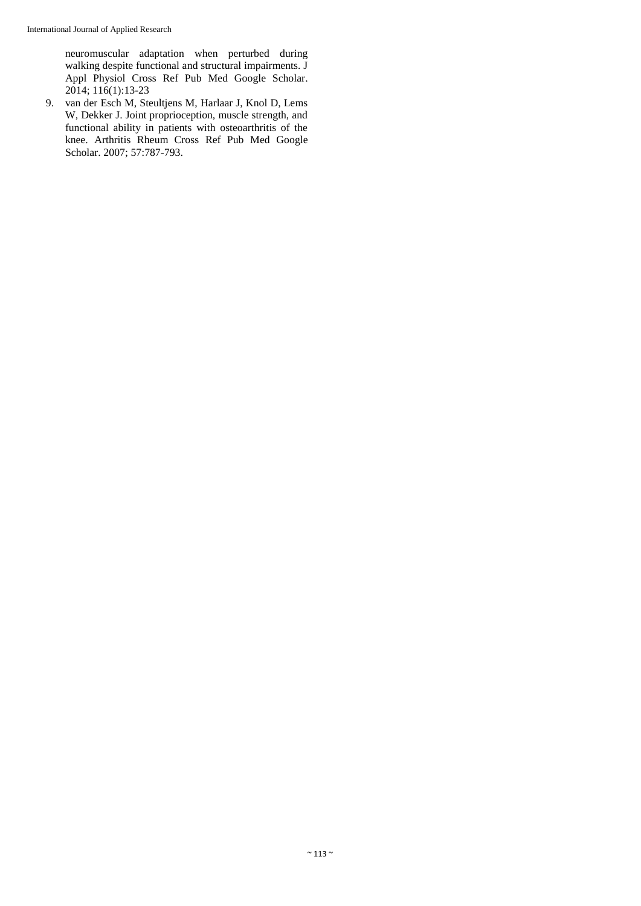neuromuscular adaptation when perturbed during walking despite functional and structural impairments. J Appl Physiol Cross Ref Pub Med Google Scholar. 2014; 116(1):13-23

9. van der Esch M, Steultjens M, Harlaar J, Knol D, Lems W, Dekker J. Joint proprioception, muscle strength, and functional ability in patients with osteoarthritis of the knee. Arthritis Rheum Cross Ref Pub Med Google Scholar. 2007; 57:787-793.